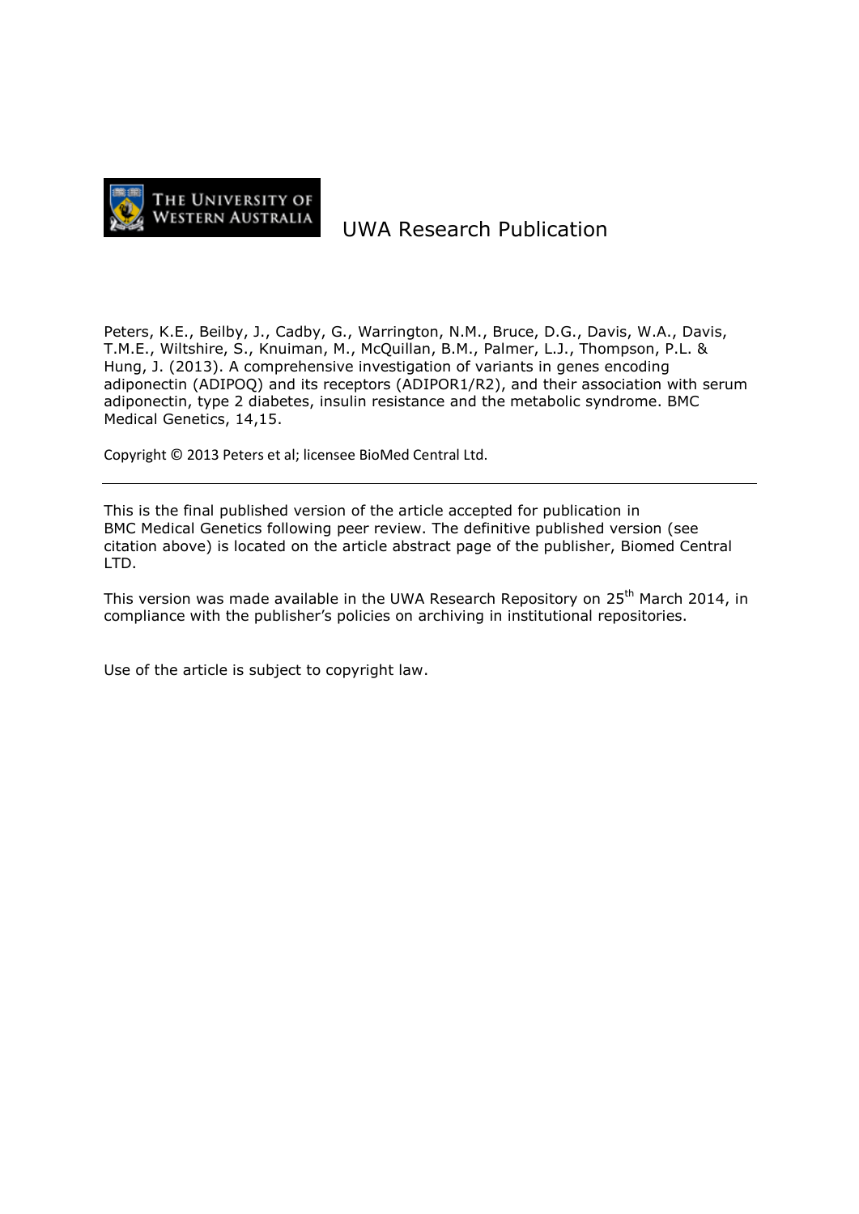THE UNIVERSITY OF WESTERN AUSTRALIA

# UWA Research Publication

Peters, K.E., Beilby, J., Cadby, G., Warrington, N.M., Bruce, D.G., Davis, W.A., Davis, T.M.E., Wiltshire, S., Knuiman, M., McQuillan, B.M., Palmer, L.J., Thompson, P.L. & Hung, J. (2013). A comprehensive investigation of variants in genes encoding adiponectin (ADIPOQ) and its receptors (ADIPOR1/R2), and their association with serum adiponectin, type 2 diabetes, insulin resistance and the metabolic syndrome. BMC Medical Genetics, 14,15.

Copyright © 2013 Peters et al; licensee BioMed Central Ltd.

---

This is the final published version of the article accepted for publication in BMC Medical Genetics following peer review. The definitive published version (see citation above) is located on the article abstract page of the publisher, Biomed Central LTD.

This version was made available in the UWA Research Repository on 25th March 2014, in compliance with the publisher's policies on archiving in institutional repositories.

Use of the article is subject to copyright law.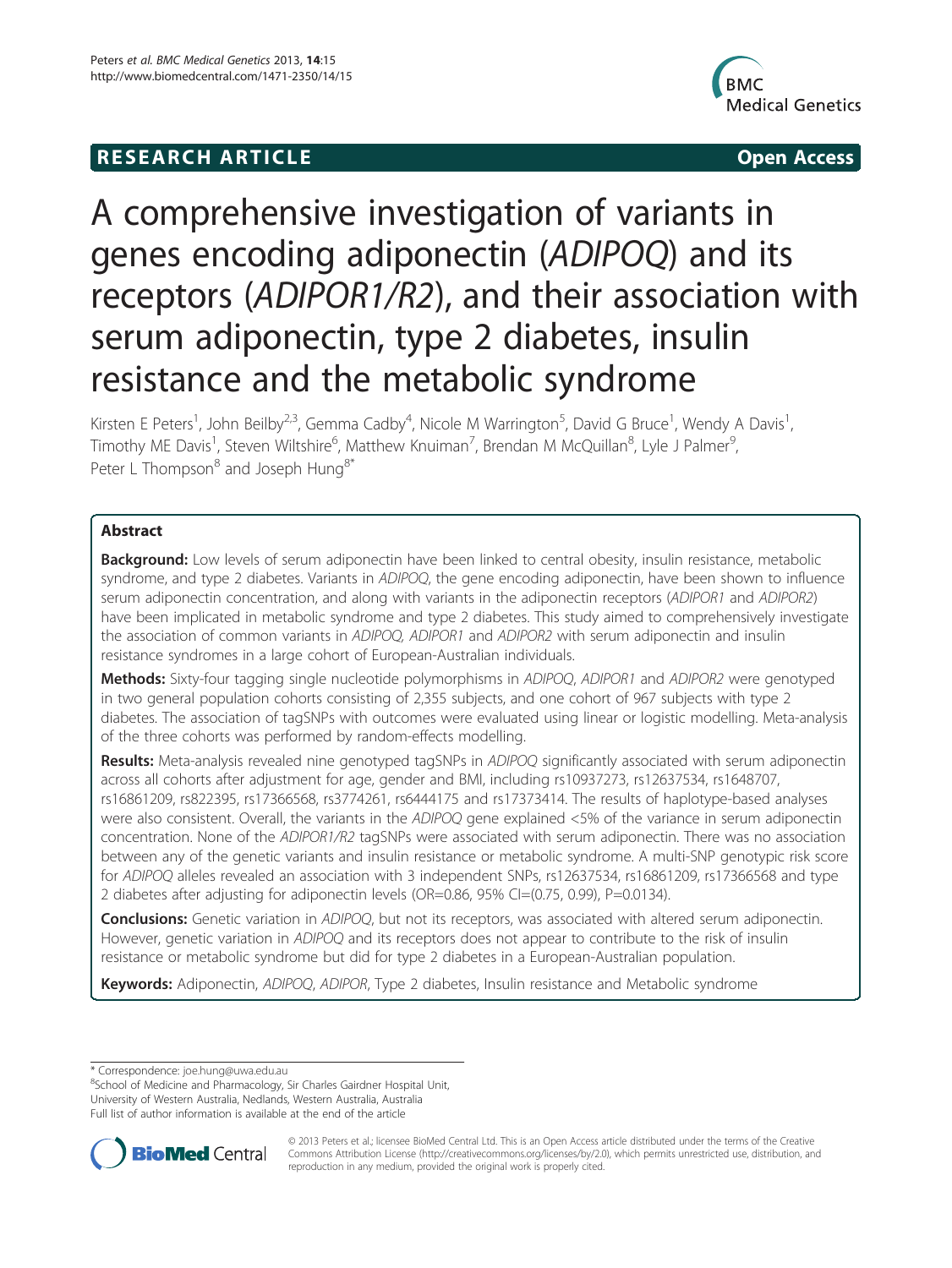# A comprehensive investigation of variants in genes encoding adiponectin (*ADIPOQ*) and its receptors (*ADIPOR1/R2*), and their association with serum adiponectin, type 2 diabetes, insulin resistance and the metabolic syndrome

Kirsten E Peters[1], John Beilby[2,3], Gemma Cadby[4], Nicole M Warrington[5], David G Bruce[1], Wendy A Davis[1], Timothy ME Davis[1], Steven Wiltshire[6], Matthew Knuiman[7], Brendan M McQuillan[8], Lyle J Palmer[9], Peter L Thompson[8] and Joseph Hung[8*]

## Abstract

**Background:** Low levels of serum adiponectin have been linked to central obesity, insulin resistance, metabolic syndrome, and type 2 diabetes. Variants in *ADIPOQ*, the gene encoding adiponectin, have been shown to influence serum adiponectin concentration, and along with variants in the adiponectin receptors (*ADIPOR1* and *ADIPOR2*) have been implicated in metabolic syndrome and type 2 diabetes. This study aimed to comprehensively investigate the association of common variants in *ADIPOQ*, *ADIPOR1* and *ADIPOR2* with serum adiponectin and insulin resistance syndromes in a large cohort of European-Australian individuals.

**Methods:** Sixty-four tagging single nucleotide polymorphisms in *ADIPOQ*, *ADIPOR1* and *ADIPOR2* were genotyped in two general population cohorts consisting of 2,355 subjects, and one cohort of 967 subjects with type 2 diabetes. The association of tagSNPs with outcomes were evaluated using linear or logistic modelling. Meta-analysis of the three cohorts was performed by random-effects modelling.

**Results:** Meta-analysis revealed nine genotyped tagSNPs in *ADIPOQ* significantly associated with serum adiponectin across all cohorts after adjustment for age, gender and BMI, including rs10937273, rs12637534, rs1648707, rs16861209, rs822395, rs17366568, rs3774261, rs6444175 and rs17373414. The results of haplotype-based analyses were also consistent. Overall, the variants in the *ADIPOQ* gene explained <5% of the variance in serum adiponectin concentration. None of the *ADIPOR1/R2* tagSNPs were associated with serum adiponectin. There was no association between any of the genetic variants and insulin resistance or metabolic syndrome. A multi-SNP genotypic risk score for *ADIPOQ* alleles revealed an association with 3 independent SNPs, rs12637534, rs16861209, rs17366568 and type 2 diabetes after adjusting for adiponectin levels (OR=0.86, 95% CI=(0.75, 0.99), P=0.0134).

**Conclusions:** Genetic variation in *ADIPOQ*, but not its receptors, was associated with altered serum adiponectin. However, genetic variation in *ADIPOQ* and its receptors does not appear to contribute to the risk of insulin resistance or metabolic syndrome but did for type 2 diabetes in a European-Australian population.

**Keywords:** Adiponectin, *ADIPOQ*, *ADIPOR*, Type 2 diabetes, Insulin resistance and Metabolic syndrome

\* Correspondence: joe.hung@uwa.edu.au
[8]School of Medicine and Pharmacology, Sir Charles Gairdner Hospital Unit, University of Western Australia, Nedlands, Western Australia, Australia
Full list of author information is available at the end of the article

© 2013 Peters et al.; licensee BioMed Central Ltd. This is an Open Access article distributed under the terms of the Creative Commons Attribution License (http://creativecommons.org/licenses/by/2.0), which permits unrestricted use, distribution, and reproduction in any medium, provided the original work is properly cited.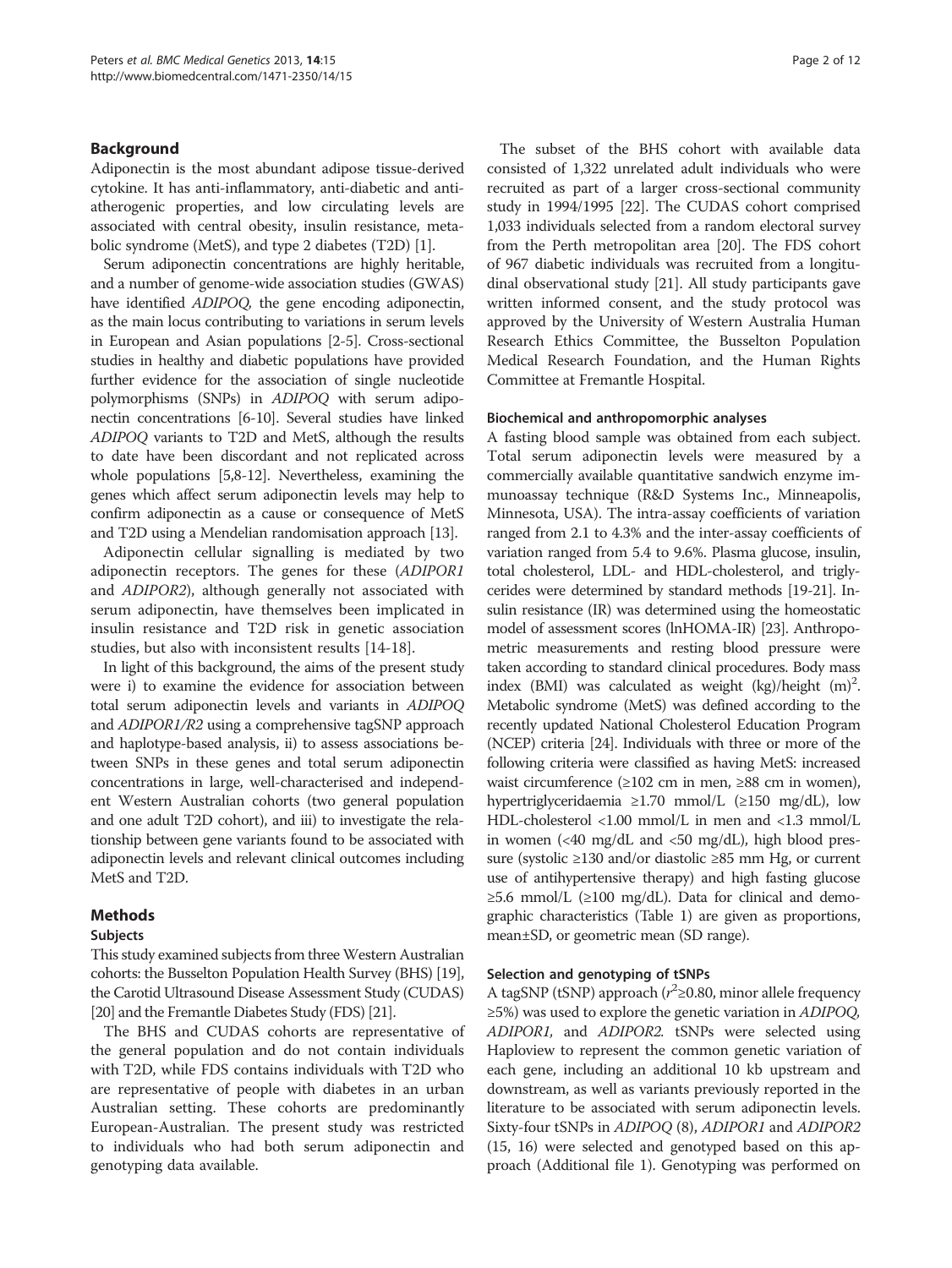## Background

Adiponectin is the most abundant adipose tissue-derived cytokine. It has anti-inflammatory, anti-diabetic and anti-atherogenic properties, and low circulating levels are associated with central obesity, insulin resistance, metabolic syndrome (MetS), and type 2 diabetes (T2D) [1].

Serum adiponectin concentrations are highly heritable, and a number of genome-wide association studies (GWAS) have identified *ADIPOQ*, the gene encoding adiponectin, as the main locus contributing to variations in serum levels in European and Asian populations [2-5]. Cross-sectional studies in healthy and diabetic populations have provided further evidence for the association of single nucleotide polymorphisms (SNPs) in *ADIPOQ* with serum adiponectin concentrations [6-10]. Several studies have linked *ADIPOQ* variants to T2D and MetS, although the results to date have been discordant and not replicated across whole populations [5,8-12]. Nevertheless, examining the genes which affect serum adiponectin levels may help to confirm adiponectin as a cause or consequence of MetS and T2D using a Mendelian randomisation approach [13].

Adiponectin cellular signalling is mediated by two adiponectin receptors. The genes for these (*ADIPOR1* and *ADIPOR2*), although generally not associated with serum adiponectin, have themselves been implicated in insulin resistance and T2D risk in genetic association studies, but also with inconsistent results [14-18].

In light of this background, the aims of the present study were i) to examine the evidence for association between total serum adiponectin levels and variants in *ADIPOQ* and *ADIPOR1/R2* using a comprehensive tagSNP approach and haplotype-based analysis, ii) to assess associations between SNPs in these genes and total serum adiponectin concentrations in large, well-characterised and independent Western Australian cohorts (two general population and one adult T2D cohort), and iii) to investigate the relationship between gene variants found to be associated with adiponectin levels and relevant clinical outcomes including MetS and T2D.

## Methods

### Subjects

This study examined subjects from three Western Australian cohorts: the Busselton Population Health Survey (BHS) [19], the Carotid Ultrasound Disease Assessment Study (CUDAS) [20] and the Fremantle Diabetes Study (FDS) [21].

The BHS and CUDAS cohorts are representative of the general population and do not contain individuals with T2D, while FDS contains individuals with T2D who are representative of people with diabetes in an urban Australian setting. These cohorts are predominantly European-Australian. The present study was restricted to individuals who had both serum adiponectin and genotyping data available.

The subset of the BHS cohort with available data consisted of 1,322 unrelated adult individuals who were recruited as part of a larger cross-sectional community study in 1994/1995 [22]. The CUDAS cohort comprised 1,033 individuals selected from a random electoral survey from the Perth metropolitan area [20]. The FDS cohort of 967 diabetic individuals was recruited from a longitudinal observational study [21]. All study participants gave written informed consent, and the study protocol was approved by the University of Western Australia Human Research Ethics Committee, the Busselton Population Medical Research Foundation, and the Human Rights Committee at Fremantle Hospital.

### Biochemical and anthropomorphic analyses

A fasting blood sample was obtained from each subject. Total serum adiponectin levels were measured by a commercially available quantitative sandwich enzyme immunoassay technique (R&D Systems Inc., Minneapolis, Minnesota, USA). The intra-assay coefficients of variation ranged from 2.1 to 4.3% and the inter-assay coefficients of variation ranged from 5.4 to 9.6%. Plasma glucose, insulin, total cholesterol, LDL- and HDL-cholesterol, and triglycerides were determined by standard methods [19-21]. Insulin resistance (IR) was determined using the homeostatic model of assessment scores (lnHOMA-IR) [23]. Anthropometric measurements and resting blood pressure were taken according to standard clinical procedures. Body mass index (BMI) was calculated as weight (kg)/height $(m)^2$. Metabolic syndrome (MetS) was defined according to the recently updated National Cholesterol Education Program (NCEP) criteria [24]. Individuals with three or more of the following criteria were classified as having MetS: increased waist circumference (≥102 cm in men, ≥88 cm in women), hypertriglyceridaemia ≥1.70 mmol/L (≥150 mg/dL), low HDL-cholesterol <1.00 mmol/L in men and <1.3 mmol/L in women (<40 mg/dL and <50 mg/dL), high blood pressure (systolic ≥130 and/or diastolic ≥85 mm Hg, or current use of antihypertensive therapy) and high fasting glucose ≥5.6 mmol/L (≥100 mg/dL). Data for clinical and demographic characteristics (Table 1) are given as proportions, mean±SD, or geometric mean (SD range).

### Selection and genotyping of tSNPs

A tagSNP (tSNP) approach ($r^2$≥0.80, minor allele frequency ≥5%) was used to explore the genetic variation in *ADIPOQ*, *ADIPOR1*, and *ADIPOR2*. tSNPs were selected using Haploview to represent the common genetic variation of each gene, including an additional 10 kb upstream and downstream, as well as variants previously reported in the literature to be associated with serum adiponectin levels. Sixty-four tSNPs in *ADIPOQ* (8), *ADIPOR1* and *ADIPOR2* (15, 16) were selected and genotyped based on this approach (Additional file 1). Genotyping was performed on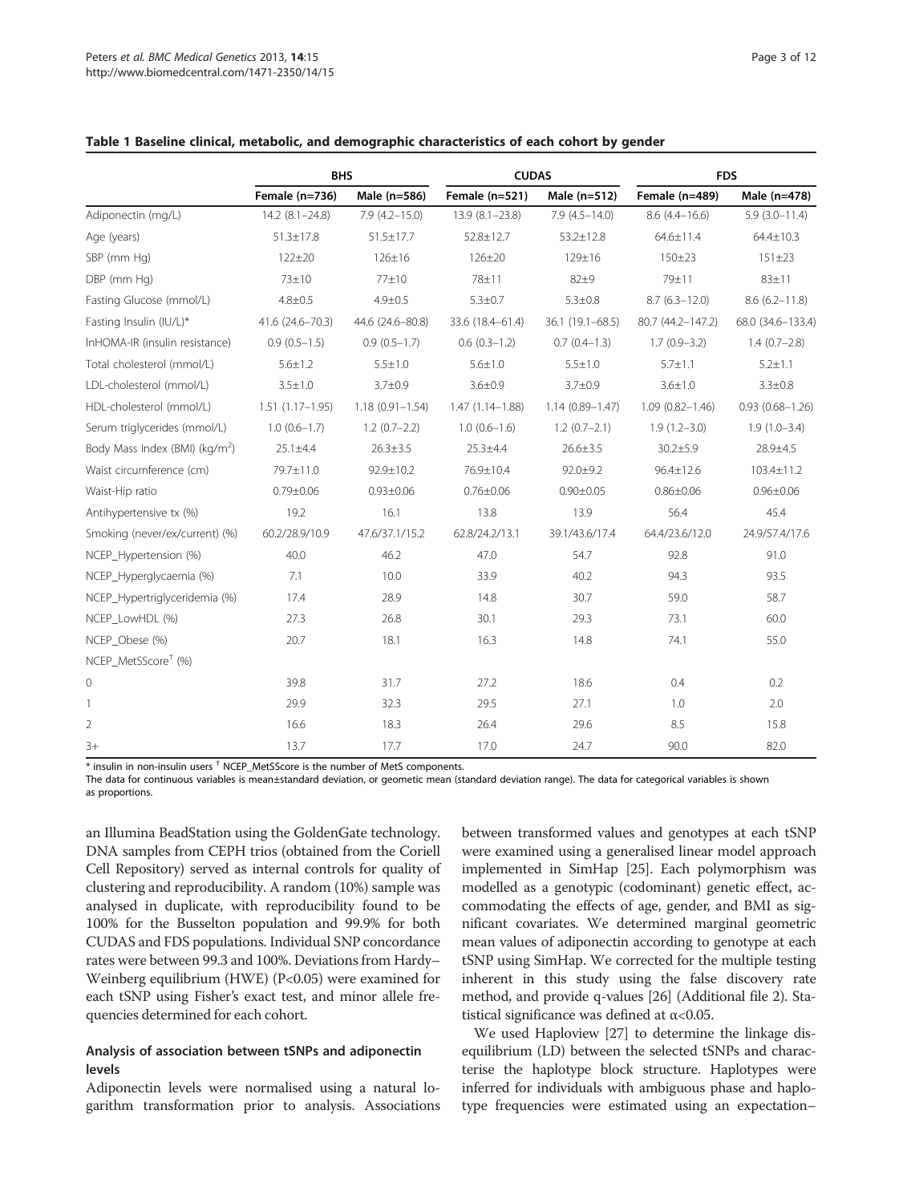**Table 1 Baseline clinical, metabolic, and demographic characteristics of each cohort by gender**

| | BHS | | CUDAS | | FDS | |
|---|---|---|---|---|---|---|
| | Female (n=736) | Male (n=586) | Female (n=521) | Male (n=512) | Female (n=489) | Male (n=478) |
| Adiponectin (mg/L) | 14.2 (8.1–24.8) | 7.9 (4.2–15.0) | 13.9 (8.1–23.8) | 7.9 (4.5–14.0) | 8.6 (4.4–16.6) | 5.9 (3.0–11.4) |
| Age (years) | 51.3±17.8 | 51.5±17.7 | 52.8±12.7 | 53.2±12.8 | 64.6±11.4 | 64.4±10.3 |
| SBP (mm Hg) | 122±20 | 126±16 | 126±20 | 129±16 | 150±23 | 151±23 |
| DBP (mm Hg) | 73±10 | 77±10 | 78±11 | 82±9 | 79±11 | 83±11 |
| Fasting Glucose (mmol/L) | 4.8±0.5 | 4.9±0.5 | 5.3±0.7 | 5.3±0.8 | 8.7 (6.3–12.0) | 8.6 (6.2–11.8) |
| Fasting Insulin (IU/L)* | 41.6 (24.6–70.3) | 44.6 (24.6–80.8) | 33.6 (18.4–61.4) | 36.1 (19.1–68.5) | 80.7 (44.2–147.2) | 68.0 (34.6–133.4) |
| lnHOMA-IR (insulin resistance) | 0.9 (0.5–1.5) | 0.9 (0.5–1.7) | 0.6 (0.3–1.2) | 0.7 (0.4–1.3) | 1.7 (0.9–3.2) | 1.4 (0.7–2.8) |
| Total cholesterol (mmol/L) | 5.6±1.2 | 5.5±1.0 | 5.6±1.0 | 5.5±1.0 | 5.7±1.1 | 5.2±1.1 |
| LDL-cholesterol (mmol/L) | 3.5±1.0 | 3.7±0.9 | 3.6±0.9 | 3.7±0.9 | 3.6±1.0 | 3.3±0.8 |
| HDL-cholesterol (mmol/L) | 1.51 (1.17–1.95) | 1.18 (0.91–1.54) | 1.47 (1.14–1.88) | 1.14 (0.89–1.47) | 1.09 (0.82–1.46) | 0.93 (0.68–1.26) |
| Serum triglycerides (mmol/L) | 1.0 (0.6–1.7) | 1.2 (0.7–2.2) | 1.0 (0.6–1.6) | 1.2 (0.7–2.1) | 1.9 (1.2–3.0) | 1.9 (1.0–3.4) |
| Body Mass Index (BMI) (kg/m$^2$) | 25.1±4.4 | 26.3±3.5 | 25.3±4.4 | 26.6±3.5 | 30.2±5.9 | 28.9±4.5 |
| Waist circumference (cm) | 79.7±11.0 | 92.9±10.2 | 76.9±10.4 | 92.0±9.2 | 96.4±12.6 | 103.4±11.2 |
| Waist-Hip ratio | 0.79±0.06 | 0.93±0.06 | 0.76±0.06 | 0.90±0.05 | 0.86±0.06 | 0.96±0.06 |
| Antihypertensive tx (%) | 19.2 | 16.1 | 13.8 | 13.9 | 56.4 | 45.4 |
| Smoking (never/ex/current) (%) | 60.2/28.9/10.9 | 47.6/37.1/15.2 | 62.8/24.2/13.1 | 39.1/43.6/17.4 | 64.4/23.6/12.0 | 24.9/57.4/17.6 |
| NCEP_Hypertension (%) | 40.0 | 46.2 | 47.0 | 54.7 | 92.8 | 91.0 |
| NCEP_Hyperglycaemia (%) | 7.1 | 10.0 | 33.9 | 40.2 | 94.3 | 93.5 |
| NCEP_Hypertriglyceridemia (%) | 17.4 | 28.9 | 14.8 | 30.7 | 59.0 | 58.7 |
| NCEP_LowHDL (%) | 27.3 | 26.8 | 30.1 | 29.3 | 73.1 | 60.0 |
| NCEP_Obese (%) | 20.7 | 18.1 | 16.3 | 14.8 | 74.1 | 55.0 |
| NCEP_MetSScore† (%) | | | | | | |
| 0 | 39.8 | 31.7 | 27.2 | 18.6 | 0.4 | 0.2 |
| 1 | 29.9 | 32.3 | 29.5 | 27.1 | 1.0 | 2.0 |
| 2 | 16.6 | 18.3 | 26.4 | 29.6 | 8.5 | 15.8 |
| 3+ | 13.7 | 17.7 | 17.0 | 24.7 | 90.0 | 82.0 |

* insulin in non-insulin users † NCEP_MetSScore is the number of MetS components.
The data for continuous variables is mean±standard deviation, or geometric mean (standard deviation range). The data for categorical variables is shown as proportions.

an Illumina BeadStation using the GoldenGate technology. DNA samples from CEPH trios (obtained from the Coriell Cell Repository) served as internal controls for quality of clustering and reproducibility. A random (10%) sample was analysed in duplicate, with reproducibility found to be 100% for the Busselton population and 99.9% for both CUDAS and FDS populations. Individual SNP concordance rates were between 99.3 and 100%. Deviations from Hardy–Weinberg equilibrium (HWE) ($P<0.05$) were examined for each tSNP using Fisher's exact test, and minor allele frequencies determined for each cohort.

### Analysis of association between tSNPs and adiponectin levels

Adiponectin levels were normalised using a natural logarithm transformation prior to analysis. Associations between transformed values and genotypes at each tSNP were examined using a generalised linear model approach implemented in SimHap [25]. Each polymorphism was modelled as a genotypic (codominant) genetic effect, accommodating the effects of age, gender, and BMI as significant covariates. We determined marginal geometric mean values of adiponectin according to genotype at each tSNP using SimHap. We corrected for the multiple testing inherent in this study using the false discovery rate method, and provide q-values [26] (Additional file 2). Statistical significance was defined at $\alpha<0.05$.

We used Haploview [27] to determine the linkage disequilibrium (LD) between the selected tSNPs and characterise the haplotype block structure. Haplotypes were inferred for individuals with ambiguous phase and haplotype frequencies were estimated using an expectation–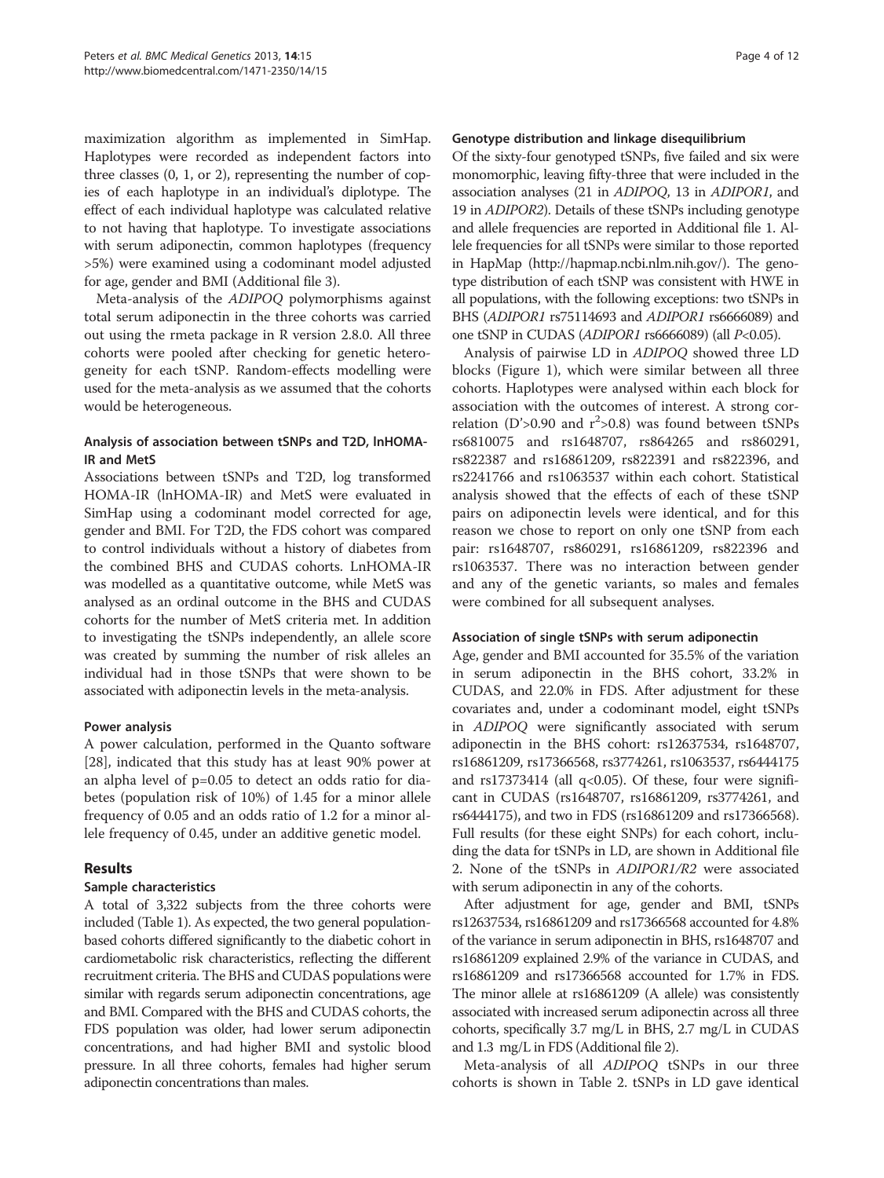maximization algorithm as implemented in SimHap. Haplotypes were recorded as independent factors into three classes (0, 1, or 2), representing the number of copies of each haplotype in an individual's diplotype. The effect of each individual haplotype was calculated relative to not having that haplotype. To investigate associations with serum adiponectin, common haplotypes (frequency >5%) were examined using a codominant model adjusted for age, gender and BMI (Additional file 3).

Meta-analysis of the *ADIPOQ* polymorphisms against total serum adiponectin in the three cohorts was carried out using the rmeta package in R version 2.8.0. All three cohorts were pooled after checking for genetic heterogeneity for each tSNP. Random-effects modelling were used for the meta-analysis as we assumed that the cohorts would be heterogeneous.

### Analysis of association between tSNPs and T2D, lnHOMA-IR and MetS

Associations between tSNPs and T2D, log transformed HOMA-IR (lnHOMA-IR) and MetS were evaluated in SimHap using a codominant model corrected for age, gender and BMI. For T2D, the FDS cohort was compared to control individuals without a history of diabetes from the combined BHS and CUDAS cohorts. LnHOMA-IR was modelled as a quantitative outcome, while MetS was analysed as an ordinal outcome in the BHS and CUDAS cohorts for the number of MetS criteria met. In addition to investigating the tSNPs independently, an allele score was created by summing the number of risk alleles an individual had in those tSNPs that were shown to be associated with adiponectin levels in the meta-analysis.

### Power analysis

A power calculation, performed in the Quanto software [28], indicated that this study has at least 90% power at an alpha level of p=0.05 to detect an odds ratio for diabetes (population risk of 10%) of 1.45 for a minor allele frequency of 0.05 and an odds ratio of 1.2 for a minor allele frequency of 0.45, under an additive genetic model.

## Results

### Sample characteristics

A total of 3,322 subjects from the three cohorts were included (Table 1). As expected, the two general population-based cohorts differed significantly to the diabetic cohort in cardiometabolic risk characteristics, reflecting the different recruitment criteria. The BHS and CUDAS populations were similar with regards serum adiponectin concentrations, age and BMI. Compared with the BHS and CUDAS cohorts, the FDS population was older, had lower serum adiponectin concentrations, and had higher BMI and systolic blood pressure. In all three cohorts, females had higher serum adiponectin concentrations than males.

### Genotype distribution and linkage disequilibrium

Of the sixty-four genotyped tSNPs, five failed and six were monomorphic, leaving fifty-three that were included in the association analyses (21 in *ADIPOQ*, 13 in *ADIPOR1*, and 19 in *ADIPOR2*). Details of these tSNPs including genotype and allele frequencies are reported in Additional file 1. Allele frequencies for all tSNPs were similar to those reported in HapMap (http://hapmap.ncbi.nlm.nih.gov/). The genotype distribution of each tSNP was consistent with HWE in all populations, with the following exceptions: two tSNPs in BHS (*ADIPOR1* rs75114693 and *ADIPOR1* rs6666089) and one tSNP in CUDAS (*ADIPOR1* rs6666089) (all $P<0.05$).

Analysis of pairwise LD in *ADIPOQ* showed three LD blocks (Figure 1), which were similar between all three cohorts. Haplotypes were analysed within each block for association with the outcomes of interest. A strong correlation ($D'>0.90$ and $r^2>0.8$) was found between tSNPs rs6810075 and rs1648707, rs864265 and rs860291, rs822387 and rs16861209, rs822391 and rs822396, and rs2241766 and rs1063537 within each cohort. Statistical analysis showed that the effects of each of these tSNP pairs on adiponectin levels were identical, and for this reason we chose to report on only one tSNP from each pair: rs1648707, rs860291, rs16861209, rs822396 and rs1063537. There was no interaction between gender and any of the genetic variants, so males and females were combined for all subsequent analyses.

### Association of single tSNPs with serum adiponectin

Age, gender and BMI accounted for 35.5% of the variation in serum adiponectin in the BHS cohort, 33.2% in CUDAS, and 22.0% in FDS. After adjustment for these covariates and, under a codominant model, eight tSNPs in *ADIPOQ* were significantly associated with serum adiponectin in the BHS cohort: rs12637534, rs1648707, rs16861209, rs17366568, rs3774261, rs1063537, rs6444175 and rs17373414 (all $q<0.05$). Of these, four were significant in CUDAS (rs1648707, rs16861209, rs3774261, and rs6444175), and two in FDS (rs16861209 and rs17366568). Full results (for these eight SNPs) for each cohort, including the data for tSNPs in LD, are shown in Additional file 2. None of the tSNPs in *ADIPOR1/R2* were associated with serum adiponectin in any of the cohorts.

After adjustment for age, gender and BMI, tSNPs rs12637534, rs16861209 and rs17366568 accounted for 4.8% of the variance in serum adiponectin in BHS, rs1648707 and rs16861209 explained 2.9% of the variance in CUDAS, and rs16861209 and rs17366568 accounted for 1.7% in FDS. The minor allele at rs16861209 (A allele) was consistently associated with increased serum adiponectin across all three cohorts, specifically 3.7 mg/L in BHS, 2.7 mg/L in CUDAS and 1.3 mg/L in FDS (Additional file 2).

Meta-analysis of all *ADIPOQ* tSNPs in our three cohorts is shown in Table 2. tSNPs in LD gave identical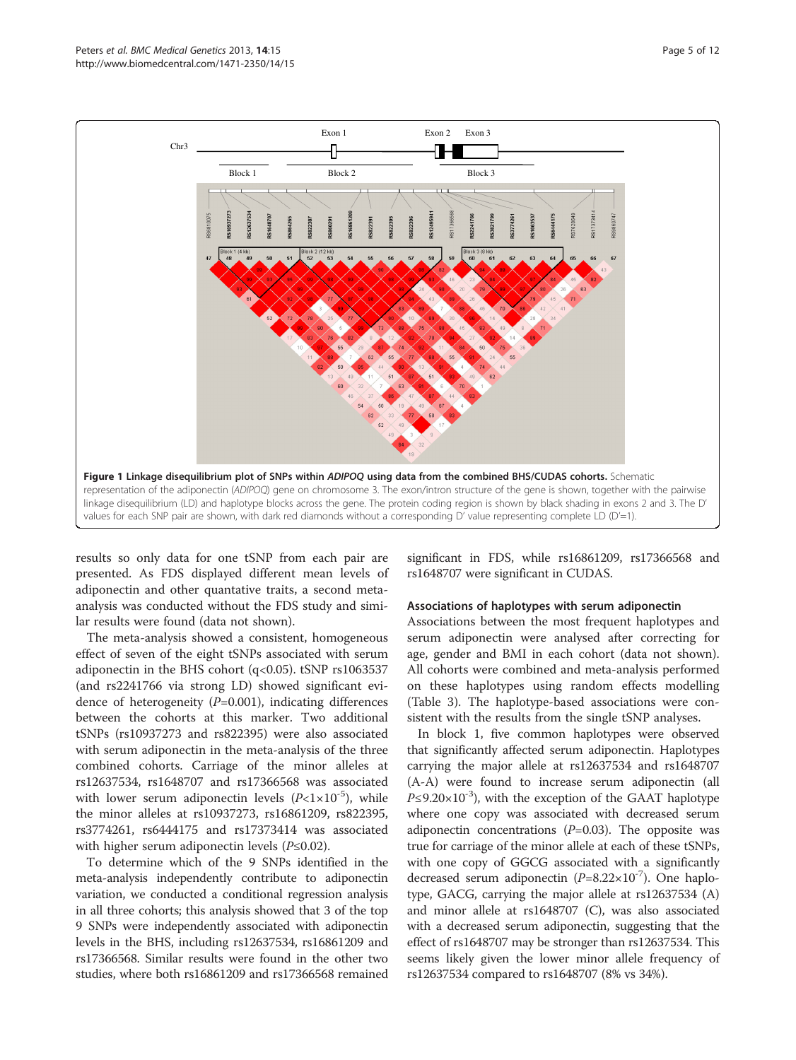**Figure 1 Linkage disequilibrium plot of SNPs within *ADIPOQ* using data from the combined BHS/CUDAS cohorts.** Schematic representation of the adiponectin (*ADIPOQ*) gene on chromosome 3. The exon/intron structure of the gene is shown, together with the pairwise linkage disequilibrium (LD) and haplotype blocks across the gene. The protein coding region is shown by black shading in exons 2 and 3. The D' values for each SNP pair are shown, with dark red diamonds without a corresponding D' value representing complete LD (D'=1).

results so only data for one tSNP from each pair are presented. As FDS displayed different mean levels of adiponectin and other quantative traits, a second meta-analysis was conducted without the FDS study and similar results were found (data not shown).

The meta-analysis showed a consistent, homogeneous effect of seven of the eight tSNPs associated with serum adiponectin in the BHS cohort (q<0.05). tSNP rs1063537 (and rs2241766 via strong LD) showed significant evidence of heterogeneity ($P$=0.001), indicating differences between the cohorts at this marker. Two additional tSNPs (rs10937273 and rs822395) were also associated with serum adiponectin in the meta-analysis of the three combined cohorts. Carriage of the minor alleles at rs12637534, rs1648707 and rs17366568 was associated with lower serum adiponectin levels ($P<1\times10^{-5}$), while the minor alleles at rs10937273, rs16861209, rs822395, rs3774261, rs6444175 and rs17373414 was associated with higher serum adiponectin levels ($P\leq0.02$).

To determine which of the 9 SNPs identified in the meta-analysis independently contribute to adiponectin variation, we conducted a conditional regression analysis in all three cohorts; this analysis showed that 3 of the top 9 SNPs were independently associated with adiponectin levels in the BHS, including rs12637534, rs16861209 and rs17366568. Similar results were found in the other two studies, where both rs16861209 and rs17366568 remained significant in FDS, while rs16861209, rs17366568 and rs1648707 were significant in CUDAS.

### Associations of haplotypes with serum adiponectin

Associations between the most frequent haplotypes and serum adiponectin were analysed after correcting for age, gender and BMI in each cohort (data not shown). All cohorts were combined and meta-analysis performed on these haplotypes using random effects modelling (Table 3). The haplotype-based associations were consistent with the results from the single tSNP analyses.

In block 1, five common haplotypes were observed that significantly affected serum adiponectin. Haplotypes carrying the major allele at rs12637534 and rs1648707 (A-A) were found to increase serum adiponectin (all $P\leq9.20\times10^{-3}$), with the exception of the GAAT haplotype where one copy was associated with decreased serum adiponectin concentrations ($P$=0.03). The opposite was true for carriage of the minor allele at each of these tSNPs, with one copy of GGCG associated with a significantly decreased serum adiponectin ($P=8.22\times10^{-7}$). One haplotype, GACG, carrying the major allele at rs12637534 (A) and minor allele at rs1648707 (C), was also associated with a decreased serum adiponectin, suggesting that the effect of rs1648707 may be stronger than rs12637534. This seems likely given the lower minor allele frequency of rs12637534 compared to rs1648707 (8% vs 34%).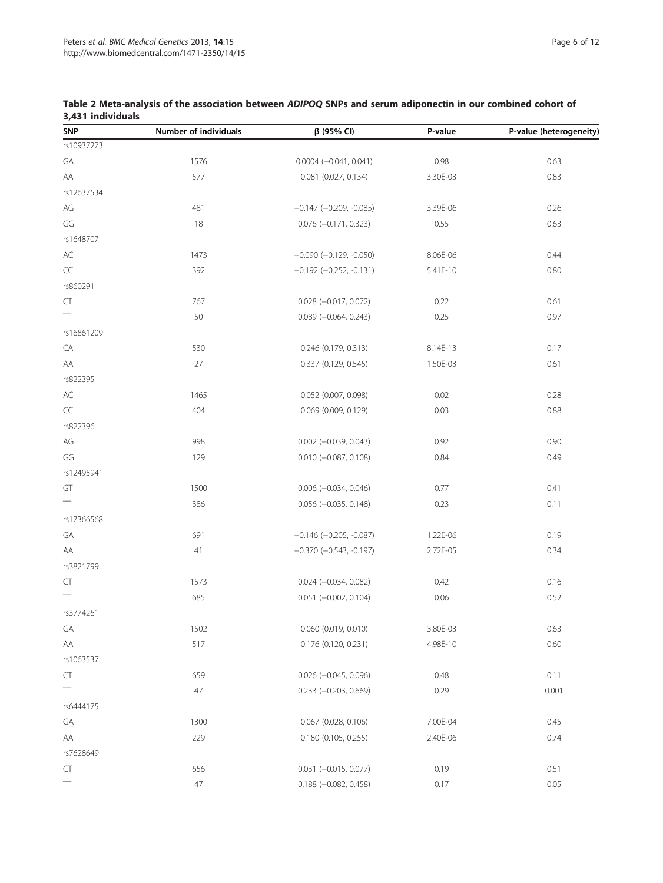**Table 2 Meta-analysis of the association between *ADIPOQ* SNPs and serum adiponectin in our combined cohort of 3,431 individuals**

| SNP | Number of individuals | β (95% CI) | P-value | P-value (heterogeneity) |
|---|---|---|---|---|
| rs10937273 | | | | |
| GA | 1576 | 0.0004 (−0.041, 0.041) | 0.98 | 0.63 |
| AA | 577 | 0.081 (0.027, 0.134) | 3.30E-03 | 0.83 |
| rs12637534 | | | | |
| AG | 481 | −0.147 (−0.209, -0.085) | 3.39E-06 | 0.26 |
| GG | 18 | 0.076 (−0.171, 0.323) | 0.55 | 0.63 |
| rs1648707 | | | | |
| AC | 1473 | −0.090 (−0.129, -0.050) | 8.06E-06 | 0.44 |
| CC | 392 | −0.192 (−0.252, -0.131) | 5.41E-10 | 0.80 |
| rs860291 | | | | |
| CT | 767 | 0.028 (−0.017, 0.072) | 0.22 | 0.61 |
| TT | 50 | 0.089 (−0.064, 0.243) | 0.25 | 0.97 |
| rs16861209 | | | | |
| CA | 530 | 0.246 (0.179, 0.313) | 8.14E-13 | 0.17 |
| AA | 27 | 0.337 (0.129, 0.545) | 1.50E-03 | 0.61 |
| rs822395 | | | | |
| AC | 1465 | 0.052 (0.007, 0.098) | 0.02 | 0.28 |
| CC | 404 | 0.069 (0.009, 0.129) | 0.03 | 0.88 |
| rs822396 | | | | |
| AG | 998 | 0.002 (−0.039, 0.043) | 0.92 | 0.90 |
| GG | 129 | 0.010 (−0.087, 0.108) | 0.84 | 0.49 |
| rs12495941 | | | | |
| GT | 1500 | 0.006 (−0.034, 0.046) | 0.77 | 0.41 |
| TT | 386 | 0.056 (−0.035, 0.148) | 0.23 | 0.11 |
| rs17366568 | | | | |
| GA | 691 | −0.146 (−0.205, -0.087) | 1.22E-06 | 0.19 |
| AA | 41 | −0.370 (−0.543, -0.197) | 2.72E-05 | 0.34 |
| rs3821799 | | | | |
| CT | 1573 | 0.024 (−0.034, 0.082) | 0.42 | 0.16 |
| TT | 685 | 0.051 (−0.002, 0.104) | 0.06 | 0.52 |
| rs3774261 | | | | |
| GA | 1502 | 0.060 (0.019, 0.010) | 3.80E-03 | 0.63 |
| AA | 517 | 0.176 (0.120, 0.231) | 4.98E-10 | 0.60 |
| rs1063537 | | | | |
| CT | 659 | 0.026 (−0.045, 0.096) | 0.48 | 0.11 |
| TT | 47 | 0.233 (−0.203, 0.669) | 0.29 | 0.001 |
| rs6444175 | | | | |
| GA | 1300 | 0.067 (0.028, 0.106) | 7.00E-04 | 0.45 |
| AA | 229 | 0.180 (0.105, 0.255) | 2.40E-06 | 0.74 |
| rs7628649 | | | | |
| CT | 656 | 0.031 (−0.015, 0.077) | 0.19 | 0.51 |
| TT | 47 | 0.188 (−0.082, 0.458) | 0.17 | 0.05 |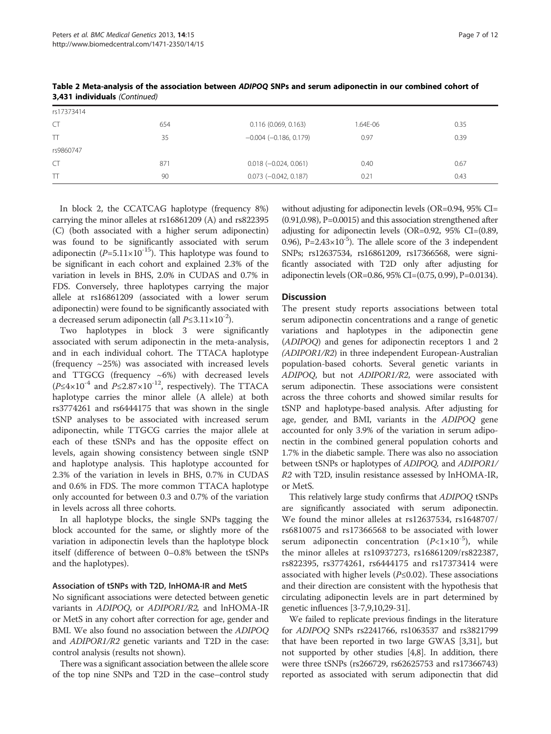**Table 2 Meta-analysis of the association between *ADIPOQ* SNPs and serum adiponectin in our combined cohort of 3,431 individuals** *(Continued)*

| | | | | |
|---|---|---|---|---|
| rs17373414 | | | | |
| CT | 654 | 0.116 (0.069, 0.163) | 1.64E-06 | 0.35 |
| TT | 35 | −0.004 (−0.186, 0.179) | 0.97 | 0.39 |
| rs9860747 | | | | |
| CT | 871 | 0.018 (−0.024, 0.061) | 0.40 | 0.67 |
| TT | 90 | 0.073 (−0.042, 0.187) | 0.21 | 0.43 |

In block 2, the CCATCAG haplotype (frequency 8%) carrying the minor alleles at rs16861209 (A) and rs822395 (C) (both associated with a higher serum adiponectin) was found to be significantly associated with serum adiponectin ($P$=5.11×10$^{-15}$). This haplotype was found to be significant in each cohort and explained 2.3% of the variation in levels in BHS, 2.0% in CUDAS and 0.7% in FDS. Conversely, three haplotypes carrying the major allele at rs16861209 (associated with a lower serum adiponectin) were found to be significantly associated with a decreased serum adiponectin (all $P$≤3.11×10$^{-2}$).

Two haplotypes in block 3 were significantly associated with serum adiponectin in the meta-analysis, and in each individual cohort. The TTACA haplotype (frequency ~25%) was associated with increased levels and TTGCG (frequency ~6%) with decreased levels ($P$≤4×10$^{-4}$ and $P$≤2.87×10$^{-12}$, respectively). The TTACA haplotype carries the minor allele (A allele) at both rs3774261 and rs6444175 that was shown in the single tSNP analyses to be associated with increased serum adiponectin, while TTGCG carries the major allele at each of these tSNPs and has the opposite effect on levels, again showing consistency between single tSNP and haplotype analysis. This haplotype accounted for 2.3% of the variation in levels in BHS, 0.7% in CUDAS and 0.6% in FDS. The more common TTACA haplotype only accounted for between 0.3 and 0.7% of the variation in levels across all three cohorts.

In all haplotype blocks, the single SNPs tagging the block accounted for the same, or slightly more of the variation in adiponectin levels than the haplotype block itself (difference of between 0–0.8% between the tSNPs and the haplotypes).

#### Association of tSNPs with T2D, lnHOMA-IR and MetS

No significant associations were detected between genetic variants in *ADIPOQ*, or *ADIPOR1/R2,* and lnHOMA-IR or MetS in any cohort after correction for age, gender and BMI. We also found no association between the *ADIPOQ* and *ADIPOR1/R2* genetic variants and T2D in the case: control analysis (results not shown).

There was a significant association between the allele score of the top nine SNPs and T2D in the case–control study without adjusting for adiponectin levels (OR=0.94, 95% CI=(0.91,0.98), P=0.0015) and this association strengthened after adjusting for adiponectin levels (OR=0.92, 95% CI=(0.89, 0.96), P=2.43×10$^{-5}$). The allele score of the 3 independent SNPs; rs12637534, rs16861209, rs17366568, were significantly associated with T2D only after adjusting for adiponectin levels (OR=0.86, 95% CI=(0.75, 0.99), P=0.0134).

## Discussion

The present study reports associations between total serum adiponectin concentrations and a range of genetic variations and haplotypes in the adiponectin gene (*ADIPOQ*) and genes for adiponectin receptors 1 and 2 *(ADIPOR1/R2)* in three independent European-Australian population-based cohorts. Several genetic variants in *ADIPOQ*, but not *ADIPOR1/R2*, were associated with serum adiponectin. These associations were consistent across the three cohorts and showed similar results for tSNP and haplotype-based analysis. After adjusting for age, gender, and BMI, variants in the *ADIPOQ* gene accounted for only 3.9% of the variation in serum adiponectin in the combined general population cohorts and 1.7% in the diabetic sample. There was also no association between tSNPs or haplotypes of *ADIPOQ,* and *ADIPOR1/R2* with T2D, insulin resistance assessed by lnHOMA-IR, or MetS.

This relatively large study confirms that *ADIPOQ* tSNPs are significantly associated with serum adiponectin. We found the minor alleles at rs12637534, rs1648707/rs6810075 and rs17366568 to be associated with lower serum adiponectin concentration ($P$<1×10$^{-5}$), while the minor alleles at rs10937273, rs16861209/rs822387, rs822395, rs3774261, rs6444175 and rs17373414 were associated with higher levels ($P$≤0.02). These associations and their direction are consistent with the hypothesis that circulating adiponectin levels are in part determined by genetic influences [3-7,9,10,29-31].

We failed to replicate previous findings in the literature for *ADIPOQ* SNPs rs2241766, rs1063537 and rs3821799 that have been reported in two large GWAS [3,31], but not supported by other studies [4,8]. In addition, there were three tSNPs (rs266729, rs62625753 and rs17366743) reported as associated with serum adiponectin that did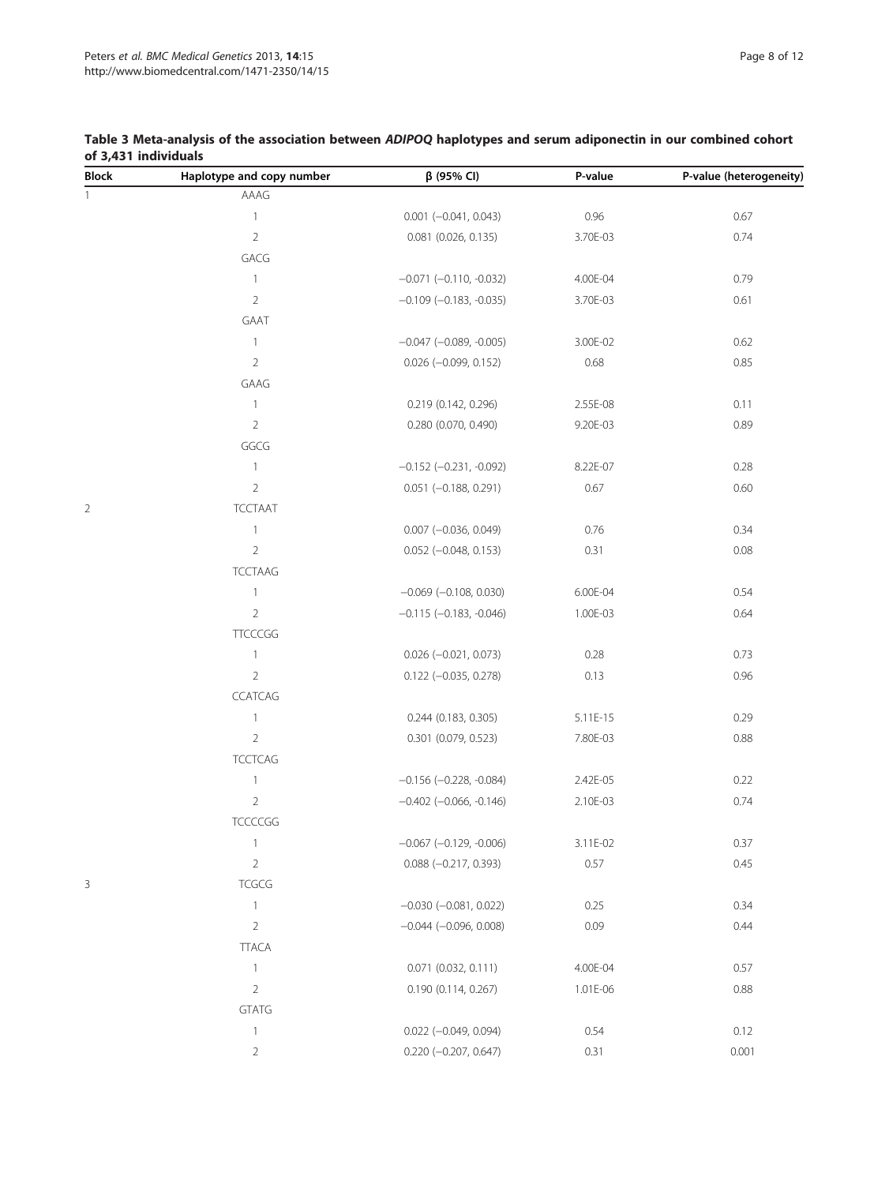**Table 3 Meta-analysis of the association between *ADIPOQ* haplotypes and serum adiponectin in our combined cohort of 3,431 individuals**

| Block | Haplotype and copy number | β (95% CI) | P-value | P-value (heterogeneity) |
|---|---|---|---|---|
| 1 | AAAG | | | |
| | 1 | 0.001 (−0.041, 0.043) | 0.96 | 0.67 |
| | 2 | 0.081 (0.026, 0.135) | 3.70E-03 | 0.74 |
| | GACG | | | |
| | 1 | −0.071 (−0.110, -0.032) | 4.00E-04 | 0.79 |
| | 2 | −0.109 (−0.183, -0.035) | 3.70E-03 | 0.61 |
| | GAAT | | | |
| | 1 | −0.047 (−0.089, -0.005) | 3.00E-02 | 0.62 |
| | 2 | 0.026 (−0.099, 0.152) | 0.68 | 0.85 |
| | GAAG | | | |
| | 1 | 0.219 (0.142, 0.296) | 2.55E-08 | 0.11 |
| | 2 | 0.280 (0.070, 0.490) | 9.20E-03 | 0.89 |
| | GGCG | | | |
| | 1 | −0.152 (−0.231, -0.092) | 8.22E-07 | 0.28 |
| | 2 | 0.051 (−0.188, 0.291) | 0.67 | 0.60 |
| 2 | TCCTAAT | | | |
| | 1 | 0.007 (−0.036, 0.049) | 0.76 | 0.34 |
| | 2 | 0.052 (−0.048, 0.153) | 0.31 | 0.08 |
| | TCCTAAG | | | |
| | 1 | −0.069 (−0.108, 0.030) | 6.00E-04 | 0.54 |
| | 2 | −0.115 (−0.183, -0.046) | 1.00E-03 | 0.64 |
| | TTCCCGG | | | |
| | 1 | 0.026 (−0.021, 0.073) | 0.28 | 0.73 |
| | 2 | 0.122 (−0.035, 0.278) | 0.13 | 0.96 |
| | CCATCAG | | | |
| | 1 | 0.244 (0.183, 0.305) | 5.11E-15 | 0.29 |
| | 2 | 0.301 (0.079, 0.523) | 7.80E-03 | 0.88 |
| | TCCTCAG | | | |
| | 1 | −0.156 (−0.228, -0.084) | 2.42E-05 | 0.22 |
| | 2 | −0.402 (−0.066, -0.146) | 2.10E-03 | 0.74 |
| | TCCCCGG | | | |
| | 1 | −0.067 (−0.129, -0.006) | 3.11E-02 | 0.37 |
| | 2 | 0.088 (−0.217, 0.393) | 0.57 | 0.45 |
| 3 | TCGCG | | | |
| | 1 | −0.030 (−0.081, 0.022) | 0.25 | 0.34 |
| | 2 | −0.044 (−0.096, 0.008) | 0.09 | 0.44 |
| | TTACA | | | |
| | 1 | 0.071 (0.032, 0.111) | 4.00E-04 | 0.57 |
| | 2 | 0.190 (0.114, 0.267) | 1.01E-06 | 0.88 |
| | GTATG | | | |
| | 1 | 0.022 (−0.049, 0.094) | 0.54 | 0.12 |
| | 2 | 0.220 (−0.207, 0.647) | 0.31 | 0.001 |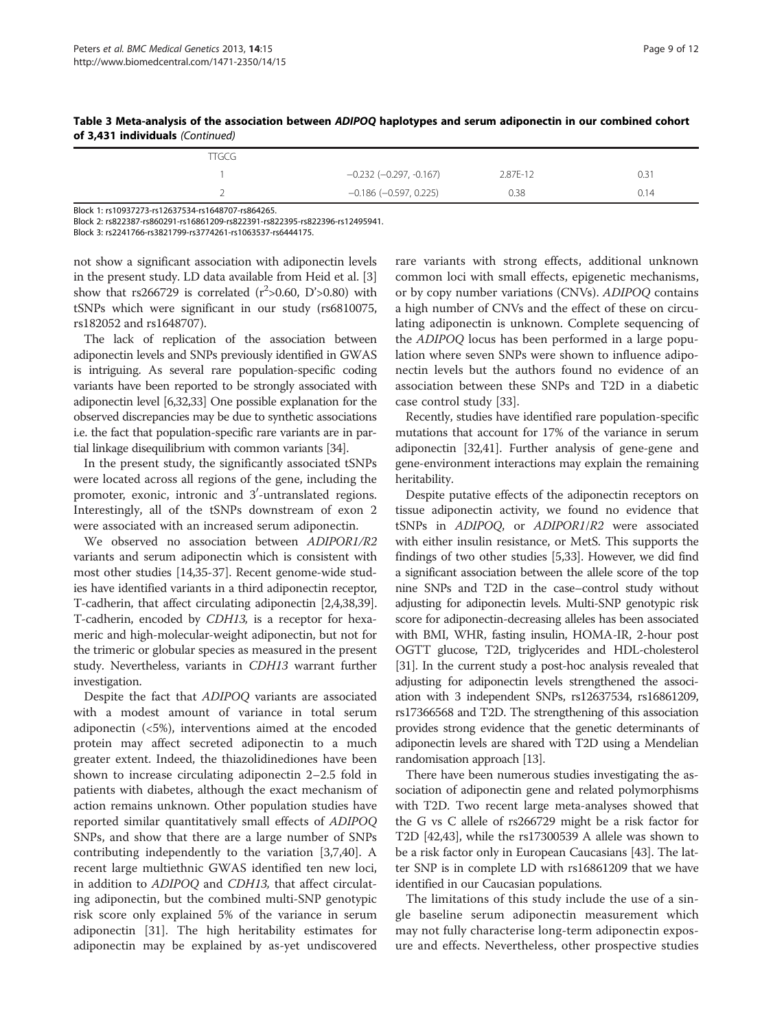**Table 3 Meta-analysis of the association between *ADIPOQ* haplotypes and serum adiponectin in our combined cohort of 3,431 individuals** *(Continued)*

| | | | |
|---|---|---|---|
| TTGCG | | | |
| 1 | −0.232 (−0.297, -0.167) | 2.87E-12 | 0.31 |
| 2 | −0.186 (−0.597, 0.225) | 0.38 | 0.14 |

Block 1: rs10937273-rs12637534-rs1648707-rs864265.
Block 2: rs822387-rs860291-rs16861209-rs822391-rs822395-rs822396-rs12495941.
Block 3: rs2241766-rs3821799-rs3774261-rs1063537-rs6444175.

not show a significant association with adiponectin levels in the present study. LD data available from Heid et al. [3] show that rs266729 is correlated ($r^2$>0.60, D'>0.80) with tSNPs which were significant in our study (rs6810075, rs182052 and rs1648707).

The lack of replication of the association between adiponectin levels and SNPs previously identified in GWAS is intriguing. As several rare population-specific coding variants have been reported to be strongly associated with adiponectin level [6,32,33] One possible explanation for the observed discrepancies may be due to synthetic associations i.e. the fact that population-specific rare variants are in partial linkage disequilibrium with common variants [34].

In the present study, the significantly associated tSNPs were located across all regions of the gene, including the promoter, exonic, intronic and 3′-untranslated regions. Interestingly, all of the tSNPs downstream of exon 2 were associated with an increased serum adiponectin.

We observed no association between *ADIPOR1/R2* variants and serum adiponectin which is consistent with most other studies [14,35-37]. Recent genome-wide studies have identified variants in a third adiponectin receptor, T-cadherin, that affect circulating adiponectin [2,4,38,39]. T-cadherin, encoded by *CDH13*, is a receptor for hexameric and high-molecular-weight adiponectin, but not for the trimeric or globular species as measured in the present study. Nevertheless, variants in *CDH13* warrant further investigation.

Despite the fact that *ADIPOQ* variants are associated with a modest amount of variance in total serum adiponectin (<5%), interventions aimed at the encoded protein may affect secreted adiponectin to a much greater extent. Indeed, the thiazolidinediones have been shown to increase circulating adiponectin 2–2.5 fold in patients with diabetes, although the exact mechanism of action remains unknown. Other population studies have reported similar quantitatively small effects of *ADIPOQ* SNPs, and show that there are a large number of SNPs contributing independently to the variation [3,7,40]. A recent large multiethnic GWAS identified ten new loci, in addition to *ADIPOQ* and *CDH13*, that affect circulating adiponectin, but the combined multi-SNP genotypic risk score only explained 5% of the variance in serum adiponectin [31]. The high heritability estimates for adiponectin may be explained by as-yet undiscovered rare variants with strong effects, additional unknown common loci with small effects, epigenetic mechanisms, or by copy number variations (CNVs). *ADIPOQ* contains a high number of CNVs and the effect of these on circulating adiponectin is unknown. Complete sequencing of the *ADIPOQ* locus has been performed in a large population where seven SNPs were shown to influence adiponectin levels but the authors found no evidence of an association between these SNPs and T2D in a diabetic case control study [33].

Recently, studies have identified rare population-specific mutations that account for 17% of the variance in serum adiponectin [32,41]. Further analysis of gene-gene and gene-environment interactions may explain the remaining heritability.

Despite putative effects of the adiponectin receptors on tissue adiponectin activity, we found no evidence that tSNPs in *ADIPOQ*, or *ADIPOR1/R2* were associated with either insulin resistance, or MetS. This supports the findings of two other studies [5,33]. However, we did find a significant association between the allele score of the top nine SNPs and T2D in the case–control study without adjusting for adiponectin levels. Multi-SNP genotypic risk score for adiponectin-decreasing alleles has been associated with BMI, WHR, fasting insulin, HOMA-IR, 2-hour post OGTT glucose, T2D, triglycerides and HDL-cholesterol [31]. In the current study a post-hoc analysis revealed that adjusting for adiponectin levels strengthened the association with 3 independent SNPs, rs12637534, rs16861209, rs17366568 and T2D. The strengthening of this association provides strong evidence that the genetic determinants of adiponectin levels are shared with T2D using a Mendelian randomisation approach [13].

There have been numerous studies investigating the association of adiponectin gene and related polymorphisms with T2D. Two recent large meta-analyses showed that the G vs C allele of rs266729 might be a risk factor for T2D [42,43], while the rs17300539 A allele was shown to be a risk factor only in European Caucasians [43]. The latter SNP is in complete LD with rs16861209 that we have identified in our Caucasian populations.

The limitations of this study include the use of a single baseline serum adiponectin measurement which may not fully characterise long-term adiponectin exposure and effects. Nevertheless, other prospective studies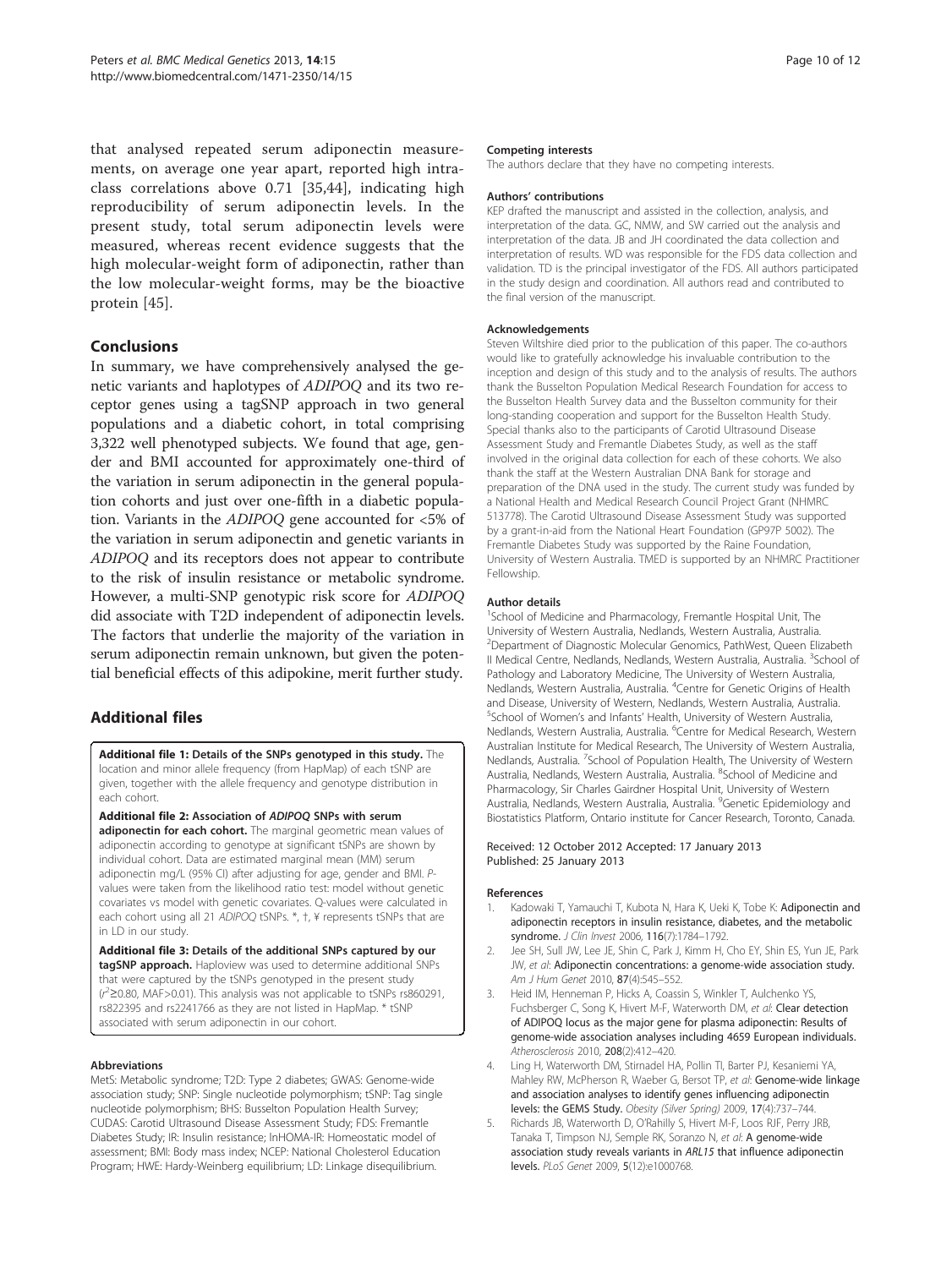that analysed repeated serum adiponectin measurements, on average one year apart, reported high intraclass correlations above 0.71 [35,44], indicating high reproducibility of serum adiponectin levels. In the present study, total serum adiponectin levels were measured, whereas recent evidence suggests that the high molecular-weight form of adiponectin, rather than the low molecular-weight forms, may be the bioactive protein [45].

## Conclusions

In summary, we have comprehensively analysed the genetic variants and haplotypes of *ADIPOQ* and its two receptor genes using a tagSNP approach in two general populations and a diabetic cohort, in total comprising 3,322 well phenotyped subjects. We found that age, gender and BMI accounted for approximately one-third of the variation in serum adiponectin in the general population cohorts and just over one-fifth in a diabetic population. Variants in the *ADIPOQ* gene accounted for <5% of the variation in serum adiponectin and genetic variants in *ADIPOQ* and its receptors does not appear to contribute to the risk of insulin resistance or metabolic syndrome. However, a multi-SNP genotypic risk score for *ADIPOQ* did associate with T2D independent of adiponectin levels. The factors that underlie the majority of the variation in serum adiponectin remain unknown, but given the potential beneficial effects of this adipokine, merit further study.

## Additional files

**Additional file 1: Details of the SNPs genotyped in this study.** The location and minor allele frequency (from HapMap) of each tSNP are given, together with the allele frequency and genotype distribution in each cohort.

**Additional file 2: Association of *ADIPOQ* SNPs with serum adiponectin for each cohort.** The marginal geometric mean values of adiponectin according to genotype at significant tSNPs are shown by individual cohort. Data are estimated marginal mean (MM) serum adiponectin mg/L (95% CI) after adjusting for age, gender and BMI. P-values were taken from the likelihood ratio test: model without genetic covariates vs model with genetic covariates. Q-values were calculated in each cohort using all 21 *ADIPOQ* tSNPs. *, †, ¥ represents tSNPs that are in LD in our study.

**Additional file 3: Details of the additional SNPs captured by our tagSNP approach.** Haploview was used to determine additional SNPs that were captured by the tSNPs genotyped in the present study ($r^2$≥0.80, MAF>0.01). This analysis was not applicable to tSNPs rs860291, rs822395 and rs2241766 as they are not listed in HapMap. * tSNP associated with serum adiponectin in our cohort.

#### Abbreviations

MetS: Metabolic syndrome; T2D: Type 2 diabetes; GWAS: Genome-wide association study; SNP: Single nucleotide polymorphism; tSNP: Tag single nucleotide polymorphism; BHS: Busselton Population Health Survey; CUDAS: Carotid Ultrasound Disease Assessment Study; FDS: Fremantle Diabetes Study; IR: Insulin resistance; lnHOMA-IR: Homeostatic model of assessment; BMI: Body mass index; NCEP: National Cholesterol Education Program; HWE: Hardy-Weinberg equilibrium; LD: Linkage disequilibrium.

#### Competing interests

The authors declare that they have no competing interests.

#### Authors' contributions

KEP drafted the manuscript and assisted in the collection, analysis, and interpretation of the data. GC, NMW, and SW carried out the analysis and interpretation of the data. JB and JH coordinated the data collection and interpretation of results. WD was responsible for the FDS data collection and validation. TD is the principal investigator of the FDS. All authors participated in the study design and coordination. All authors read and contributed to the final version of the manuscript.

#### Acknowledgements

Steven Wiltshire died prior to the publication of this paper. The co-authors would like to gratefully acknowledge his invaluable contribution to the inception and design of this study and to the analysis of results. The authors thank the Busselton Population Medical Research Foundation for access to the Busselton Health Survey data and the Busselton community for their long-standing cooperation and support for the Busselton Health Study. Special thanks also to the participants of Carotid Ultrasound Disease Assessment Study and Fremantle Diabetes Study, as well as the staff involved in the original data collection for each of these cohorts. We also thank the staff at the Western Australian DNA Bank for storage and preparation of the DNA used in the study. The current study was funded by a National Health and Medical Research Council Project Grant (NHMRC 513778). The Carotid Ultrasound Disease Assessment Study was supported by a grant-in-aid from the National Heart Foundation (GP97P 5002). The Fremantle Diabetes Study was supported by the Raine Foundation, University of Western Australia. TMED is supported by an NHMRC Practitioner Fellowship.

#### Author details

[1]School of Medicine and Pharmacology, Fremantle Hospital Unit, The University of Western Australia, Nedlands, Western Australia, Australia. [2]Department of Diagnostic Molecular Genomics, PathWest, Queen Elizabeth II Medical Centre, Nedlands, Nedlands, Western Australia, Australia. [3]School of Pathology and Laboratory Medicine, The University of Western Australia, Nedlands, Western Australia, Australia. [4]Centre for Genetic Origins of Health and Disease, University of Western, Nedlands, Western Australia, Australia. [5]School of Women's and Infants' Health, University of Western Australia, Nedlands, Western Australia, Australia. [6]Centre for Medical Research, Western Australian Institute for Medical Research, The University of Western Australia, Nedlands, Australia. [7]School of Population Health, The University of Western Australia, Nedlands, Western Australia, Australia. [8]School of Medicine and Pharmacology, Sir Charles Gairdner Hospital Unit, University of Western Australia, Nedlands, Western Australia, Australia. [9]Genetic Epidemiology and Biostatistics Platform, Ontario institute for Cancer Research, Toronto, Canada.

Received: 12 October 2012 Accepted: 17 January 2013
Published: 25 January 2013

#### References

1. Kadowaki T, Yamauchi T, Kubota N, Hara K, Ueki K, Tobe K: **Adiponectin and adiponectin receptors in insulin resistance, diabetes, and the metabolic syndrome.** *J Clin Invest* 2006, **116**(7):1784–1792.
2. Jee SH, Sull JW, Lee JE, Shin C, Park J, Kimm H, Cho EY, Shin ES, Yun JE, Park JW, *et al*: **Adiponectin concentrations: a genome-wide association study.** *Am J Hum Genet* 2010, **87**(4):545–552.
3. Heid IM, Henneman P, Hicks A, Coassin S, Winkler T, Aulchenko YS, Fuchsberger C, Song K, Hivert M-F, Waterworth DM, *et al*: **Clear detection of ADIPOQ locus as the major gene for plasma adiponectin: Results of genome-wide association analyses including 4659 European individuals.** *Atherosclerosis* 2010, **208**(2):412–420.
4. Ling H, Waterworth DM, Stirnadel HA, Pollin TI, Barter PJ, Kesaniemi YA, Mahley RW, McPherson R, Waeber G, Bersot TP, *et al*: **Genome-wide linkage and association analyses to identify genes influencing adiponectin levels: the GEMS Study.** *Obesity (Silver Spring)* 2009, **17**(4):737–744.
5. Richards JB, Waterworth D, O'Rahilly S, Hivert M-F, Loos RJF, Perry JRB, Tanaka T, Timpson NJ, Semple RK, Soranzo N, *et al*: **A genome-wide association study reveals variants in *ARL15* that influence adiponectin levels.** *PLoS Genet* 2009, **5**(12):e1000768.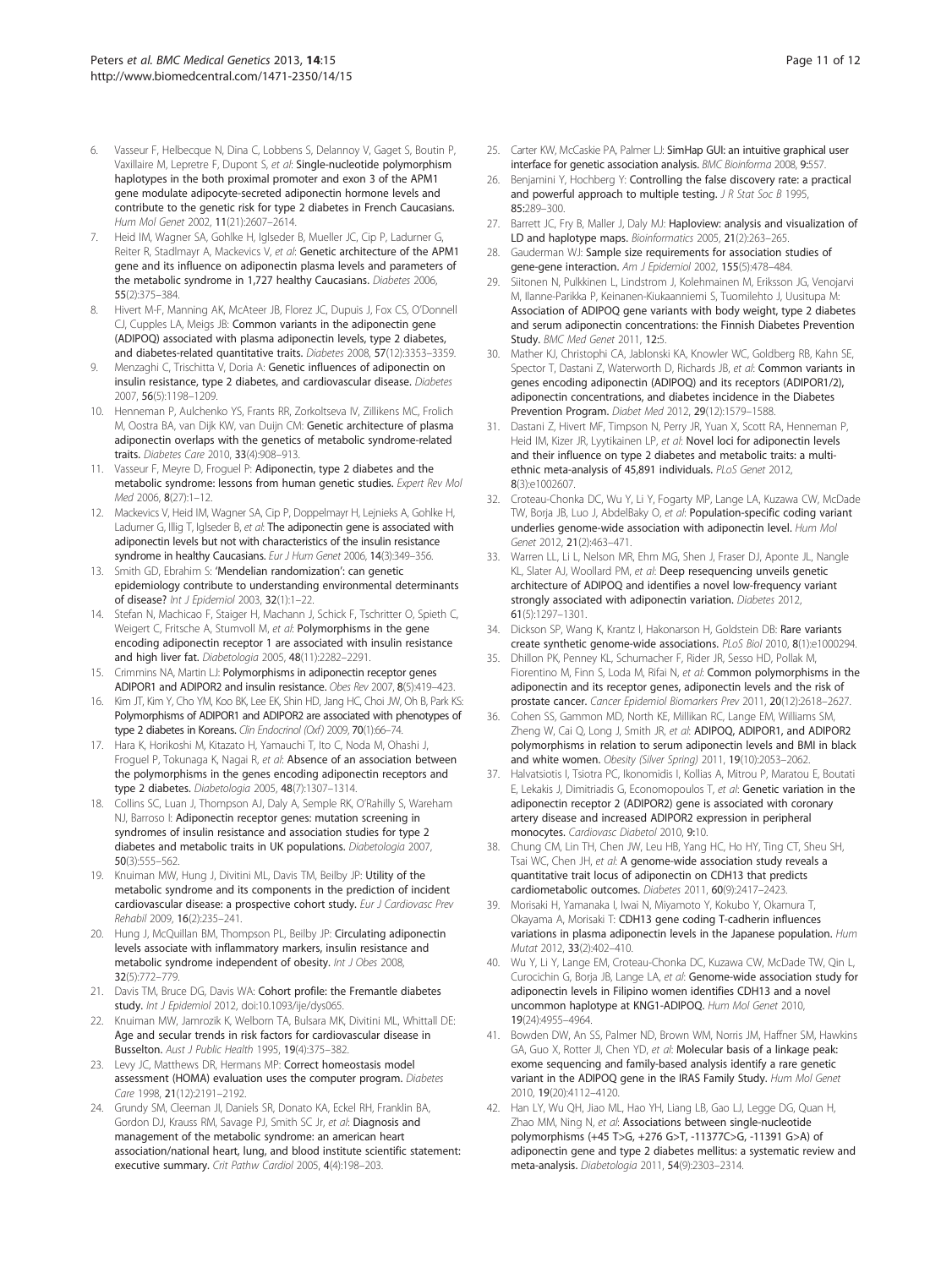6. Vasseur F, Helbecque N, Dina C, Lobbens S, Delannoy V, Gaget S, Boutin P, Vaxillaire M, Lepretre F, Dupont S, *et al*: **Single-nucleotide polymorphism haplotypes in the both proximal promoter and exon 3 of the APM1 gene modulate adipocyte-secreted adiponectin hormone levels and contribute to the genetic risk for type 2 diabetes in French Caucasians.** *Hum Mol Genet* 2002, **11**(21):2607–2614.
7. Heid IM, Wagner SA, Gohlke H, Iglseder B, Mueller JC, Cip P, Ladurner G, Reiter R, Stadlmayr A, Mackevics V, *et al*: **Genetic architecture of the APM1 gene and its influence on adiponectin plasma levels and parameters of the metabolic syndrome in 1,727 healthy Caucasians.** *Diabetes* 2006, **55**(2):375–384.
8. Hivert M-F, Manning AK, McAteer JB, Florez JC, Dupuis J, Fox CS, O'Donnell CJ, Cupples LA, Meigs JB: **Common variants in the adiponectin gene (ADIPOQ) associated with plasma adiponectin levels, type 2 diabetes, and diabetes-related quantitative traits.** *Diabetes* 2008, **57**(12):3353–3359.
9. Menzaghi C, Trischitta V, Doria A: **Genetic influences of adiponectin on insulin resistance, type 2 diabetes, and cardiovascular disease.** *Diabetes* 2007, **56**(5):1198–1209.
10. Henneman P, Aulchenko YS, Frants RR, Zorkoltseva IV, Zillikens MC, Frolich M, Oostra BA, van Dijk KW, van Duijn CM: **Genetic architecture of plasma adiponectin overlaps with the genetics of metabolic syndrome-related traits.** *Diabetes Care* 2010, **33**(4):908–913.
11. Vasseur F, Meyre D, Froguel P: **Adiponectin, type 2 diabetes and the metabolic syndrome: lessons from human genetic studies.** *Expert Rev Mol Med* 2006, **8**(27):1–12.
12. Mackevics V, Heid IM, Wagner SA, Cip P, Doppelmayr H, Lejnieks A, Gohlke H, Ladurner G, Illig T, Iglseder B, *et al*: **The adiponectin gene is associated with adiponectin levels but not with characteristics of the insulin resistance syndrome in healthy Caucasians.** *Eur J Hum Genet* 2006, **14**(3):349–356.
13. Smith GD, Ebrahim S: **'Mendelian randomization': can genetic epidemiology contribute to understanding environmental determinants of disease?** *Int J Epidemiol* 2003, **32**(1):1–22.
14. Stefan N, Machicao F, Staiger H, Machann J, Schick F, Tschritter O, Spieth C, Weigert C, Fritsche A, Stumvoll M, *et al*: **Polymorphisms in the gene encoding adiponectin receptor 1 are associated with insulin resistance and high liver fat.** *Diabetologia* 2005, **48**(11):2282–2291.
15. Crimmins NA, Martin LJ: **Polymorphisms in adiponectin receptor genes ADIPOR1 and ADIPOR2 and insulin resistance.** *Obes Rev* 2007, **8**(5):419–423.
16. Kim JT, Kim Y, Cho YM, Koo BK, Lee EK, Shin HD, Jang HC, Choi JW, Oh B, Park KS: **Polymorphisms of ADIPOR1 and ADIPOR2 are associated with phenotypes of type 2 diabetes in Koreans.** *Clin Endocrinol (Oxf)* 2009, **70**(1):66–74.
17. Hara K, Horikoshi M, Kitazato H, Yamauchi T, Ito C, Noda M, Ohashi J, Froguel P, Tokunaga K, Nagai R, *et al*: **Absence of an association between the polymorphisms in the genes encoding adiponectin receptors and type 2 diabetes.** *Diabetologia* 2005, **48**(7):1307–1314.
18. Collins SC, Luan J, Thompson AJ, Daly A, Semple RK, O'Rahilly S, Wareham NJ, Barroso I: **Adiponectin receptor genes: mutation screening in syndromes of insulin resistance and association studies for type 2 diabetes and metabolic traits in UK populations.** *Diabetologia* 2007, **50**(3):555–562.
19. Knuiman MW, Hung J, Divitini ML, Davis TM, Beilby JP: **Utility of the metabolic syndrome and its components in the prediction of incident cardiovascular disease: a prospective cohort study.** *Eur J Cardiovasc Prev Rehabil* 2009, **16**(2):235–241.
20. Hung J, McQuillan BM, Thompson PL, Beilby JP: **Circulating adiponectin levels associate with inflammatory markers, insulin resistance and metabolic syndrome independent of obesity.** *Int J Obes* 2008, **32**(5):772–779.
21. Davis TM, Bruce DG, Davis WA: **Cohort profile: the Fremantle diabetes study.** *Int J Epidemiol* 2012, doi:10.1093/ije/dys065.
22. Knuiman MW, Jamrozik K, Welborn TA, Bulsara MK, Divitini ML, Whittall DE: **Age and secular trends in risk factors for cardiovascular disease in Busselton.** *Aust J Public Health* 1995, **19**(4):375–382.
23. Levy JC, Matthews DR, Hermans MP: **Correct homeostasis model assessment (HOMA) evaluation uses the computer program.** *Diabetes Care* 1998, **21**(12):2191–2192.
24. Grundy SM, Cleeman JI, Daniels SR, Donato KA, Eckel RH, Franklin BA, Gordon DJ, Krauss RM, Savage PJ, Smith SC Jr, *et al*: **Diagnosis and management of the metabolic syndrome: an american heart association/national heart, lung, and blood institute scientific statement: executive summary.** *Crit Pathw Cardiol* 2005, **4**(4):198–203.
25. Carter KW, McCaskie PA, Palmer LJ: **SimHap GUI: an intuitive graphical user interface for genetic association analysis.** *BMC Bioinforma* 2008, **9**:557.
26. Benjamini Y, Hochberg Y: **Controlling the false discovery rate: a practical and powerful approach to multiple testing.** *J R Stat Soc B* 1995, **85**:289–300.
27. Barrett JC, Fry B, Maller J, Daly MJ: **Haploview: analysis and visualization of LD and haplotype maps.** *Bioinformatics* 2005, **21**(2):263–265.
28. Gauderman WJ: **Sample size requirements for association studies of gene-gene interaction.** *Am J Epidemiol* 2002, **155**(5):478–484.
29. Siitonen N, Pulkkinen L, Lindstrom J, Kolehmainen M, Eriksson JG, Venojarvi M, Ilanne-Parikka P, Keinanen-Kiukaanniemi S, Tuomilehto J, Uusitupa M: **Association of ADIPOQ gene variants with body weight, type 2 diabetes and serum adiponectin concentrations: the Finnish Diabetes Prevention Study.** *BMC Med Genet* 2011, **12**:5.
30. Mather KJ, Christophi CA, Jablonski KA, Knowler WC, Goldberg RB, Kahn SE, Spector T, Dastani Z, Waterworth D, Richards JB, *et al*: **Common variants in genes encoding adiponectin (ADIPOQ) and its receptors (ADIPOR1/2), adiponectin concentrations, and diabetes incidence in the Diabetes Prevention Program.** *Diabet Med* 2012, **29**(12):1579–1588.
31. Dastani Z, Hivert MF, Timpson N, Perry JR, Yuan X, Scott RA, Henneman P, Heid IM, Kizer JR, Lyytikainen LP, *et al*: **Novel loci for adiponectin levels and their influence on type 2 diabetes and metabolic traits: a multi-ethnic meta-analysis of 45,891 individuals.** *PLoS Genet* 2012, **8**(3):e1002607.
32. Croteau-Chonka DC, Wu Y, Li Y, Fogarty MP, Lange LA, Kuzawa CW, McDade TW, Borja JB, Luo J, AbdelBaky O, *et al*: **Population-specific coding variant underlies genome-wide association with adiponectin level.** *Hum Mol Genet* 2012, **21**(2):463–471.
33. Warren LL, Li L, Nelson MR, Ehm MG, Shen J, Fraser DJ, Aponte JL, Nangle KL, Slater AJ, Woollard PM, *et al*: **Deep resequencing unveils genetic architecture of ADIPOQ and identifies a novel low-frequency variant strongly associated with adiponectin variation.** *Diabetes* 2012, **61**(5):1297–1301.
34. Dickson SP, Wang K, Krantz I, Hakonarson H, Goldstein DB: **Rare variants create synthetic genome-wide associations.** *PLoS Biol* 2010, **8**(1):e1000294.
35. Dhillon PK, Penney KL, Schumacher F, Rider JR, Sesso HD, Pollak M, Fiorentino M, Finn S, Loda M, Rifai N, *et al*: **Common polymorphisms in the adiponectin and its receptor genes, adiponectin levels and the risk of prostate cancer.** *Cancer Epidemiol Biomarkers Prev* 2011, **20**(12):2618–2627.
36. Cohen SS, Gammon MD, North KE, Millikan RC, Lange EM, Williams SM, Zheng W, Cai Q, Long J, Smith JR, *et al*: **ADIPOQ, ADIPOR1, and ADIPOR2 polymorphisms in relation to serum adiponectin levels and BMI in black and white women.** *Obesity (Silver Spring)* 2011, **19**(10):2053–2062.
37. Halvatsiotis I, Tsiotra PC, Ikonomidis I, Kollias A, Mitrou P, Maratou E, Boutati E, Lekakis J, Dimitriadis G, Economopoulos T, *et al*: **Genetic variation in the adiponectin receptor 2 (ADIPOR2) gene is associated with coronary artery disease and increased ADIPOR2 expression in peripheral monocytes.** *Cardiovasc Diabetol* 2010, **9**:10.
38. Chung CM, Lin TH, Chen JW, Leu HB, Yang HC, Ho HY, Ting CT, Sheu SH, Tsai WC, Chen JH, *et al*: **A genome-wide association study reveals a quantitative trait locus of adiponectin on CDH13 that predicts cardiometabolic outcomes.** *Diabetes* 2011, **60**(9):2417–2423.
39. Morisaki H, Yamanaka I, Iwai N, Miyamoto Y, Kokubo Y, Okamura T, Okayama A, Morisaki T: **CDH13 gene coding T-cadherin influences variations in plasma adiponectin levels in the Japanese population.** *Hum Mutat* 2012, **33**(2):402–410.
40. Wu Y, Li Y, Lange EM, Croteau-Chonka DC, Kuzawa CW, McDade TW, Qin L, Curocichin G, Borja JB, Lange LA, *et al*: **Genome-wide association study for adiponectin levels in Filipino women identifies CDH13 and a novel uncommon haplotype at KNG1-ADIPOQ.** *Hum Mol Genet* 2010, **19**(24):4955–4964.
41. Bowden DW, An SS, Palmer ND, Brown WM, Norris JM, Haffner SM, Hawkins GA, Guo X, Rotter JI, Chen YD, *et al*: **Molecular basis of a linkage peak: exome sequencing and family-based analysis identify a rare genetic variant in the ADIPOQ gene in the IRAS Family Study.** *Hum Mol Genet* 2010, **19**(20):4112–4120.
42. Han LY, Wu QH, Jiao ML, Hao YH, Liang LB, Gao LJ, Legge DG, Quan H, Zhao MM, Ning N, *et al*: **Associations between single-nucleotide polymorphisms (+45 T>G, +276 G>T, -11377C>G, -11391 G>A) of adiponectin gene and type 2 diabetes mellitus: a systematic review and meta-analysis.** *Diabetologia* 2011, **54**(9):2303–2314.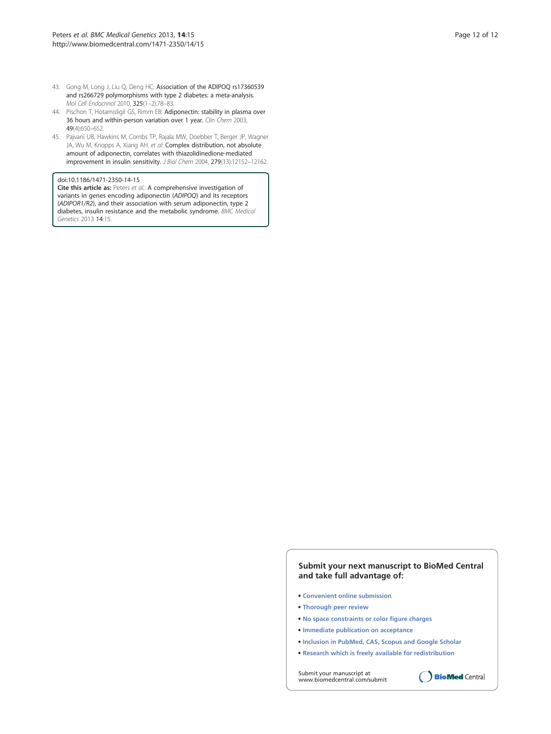43. Gong M, Long J, Liu Q, Deng HC: **Association of the ADIPOQ rs17360539 and rs266729 polymorphisms with type 2 diabetes: a meta-analysis.** *Mol Cell Endocrinol* 2010, **325**(1–2):78–83.
44. Pischon T, Hotamisligil GS, Rimm EB: **Adiponectin: stability in plasma over 36 hours and within-person variation over 1 year.** *Clin Chem* 2003, **49**(4):650–652.
45. Pajvani UB, Hawkins M, Combs TP, Rajala MW, Doebber T, Berger JP, Wagner JA, Wu M, Knopps A, Xiang AH, *et al*: **Complex distribution, not absolute amount of adiponectin, correlates with thiazolidinedione-mediated improvement in insulin sensitivity.** *J Biol Chem* 2004, **279**(13):12152–12162.

doi:10.1186/1471-2350-14-15

**Cite this article as:** Peters *et al.*: A comprehensive investigation of variants in genes encoding adiponectin (*ADIPOQ*) and its receptors (*ADIPOR1/R2*), and their association with serum adiponectin, type 2 diabetes, insulin resistance and the metabolic syndrome. *BMC Medical Genetics* 2013 **14**:15.

**Submit your next manuscript to BioMed Central and take full advantage of:**

- **Convenient online submission**
- **Thorough peer review**
- **No space constraints or color figure charges**
- **Immediate publication on acceptance**
- **Inclusion in PubMed, CAS, Scopus and Google Scholar**
- **Research which is freely available for redistribution**

Submit your manuscript at
www.biomedcentral.com/submit

BioMed Central